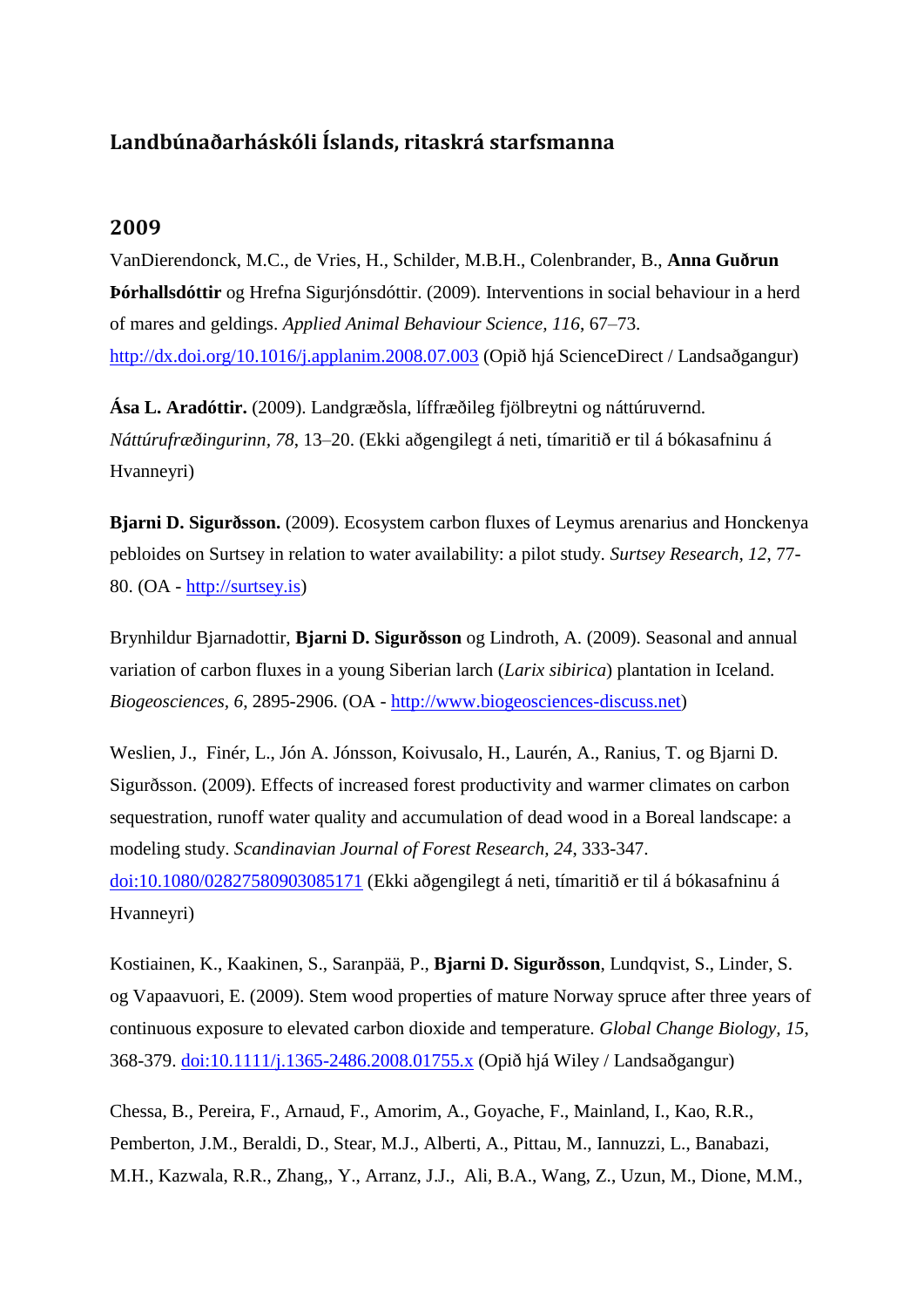# Landbúnaðarháskóli Íslands, ritaskrá starfsmanna

## 2009

VanDierendonck, M.C., de Vries, H., Schilder, M.B.H., Colenbrander, B., **Anna Guðrun Þórhallsdóttir** og Hrefna Sigurjónsdóttir. (2009). Interventions in social behaviour in a herd of mares and geldings. *Applied Animal Behaviour Science, 116*, 67–73. http://dx.doi.org/10.1016/j.applanim.2008.07.003 (Opið hjá ScienceDirect / Landsaðgangur)

**Ása L. Aradóttir.** (2009). Landgræðsla, líffræðileg fjölbreytni og náttúruvernd. *Náttúrufræðingurinn, 78*, 13–20. (Ekki aðgengilegt á neti, tímaritið er til á bókasafninu á Hvanneyri)

**Bjarni D. Sigurðsson.** (2009). Ecosystem carbon fluxes of Leymus arenarius and Honckenya pebloides on Surtsey in relation to water availability: a pilot study. *Surtsey Research, 12*, 77-80. (OA - http://surtsey.is)

Brynhildur Bjarnadottir, **Bjarni D. Sigurðsson** og Lindroth, A. (2009). Seasonal and annual variation of carbon fluxes in a young Siberian larch (*Larix sibirica*) plantation in Iceland. *Biogeosciences, 6*, 2895-2906. (OA - http://www.biogeosciences-discuss.net)

Weslien, J., Finér, L., Jón A. Jónsson, Koivusalo, H., Laurén, A., Ranius, T. og Bjarni D. Sigurðsson. (2009). Effects of increased forest productivity and warmer climates on carbon sequestration, runoff water quality and accumulation of dead wood in a Boreal landscape: a modeling study. *Scandinavian Journal of Forest Research, 24*, 333-347. doi:10.1080/02827580903085171 (Ekki aðgengilegt á neti, tímaritið er til á bókasafninu á Hvanneyri)

Kostiainen, K., Kaakinen, S., Saranpää, P., **Bjarni D. Sigurðsson**, Lundqvist, S., Linder, S. og Vapaavuori, E. (2009). Stem wood properties of mature Norway spruce after three years of continuous exposure to elevated carbon dioxide and temperature. *Global Change Biology, 15*, 368-379. doi:10.1111/j.1365-2486.2008.01755.x (Opið hjá Wiley / Landsaðgangur)

Chessa, B., Pereira, F., Arnaud, F., Amorim, A., Goyache, F., Mainland, I., Kao, R.R., Pemberton, J.M., Beraldi, D., Stear, M.J., Alberti, A., Pittau, M., Iannuzzi, L., Banabazi, M.H., Kazwala, R.R., Zhang,, Y., Arranz, J.J., Ali, B.A., Wang, Z., Uzun, M., Dione, M.M.,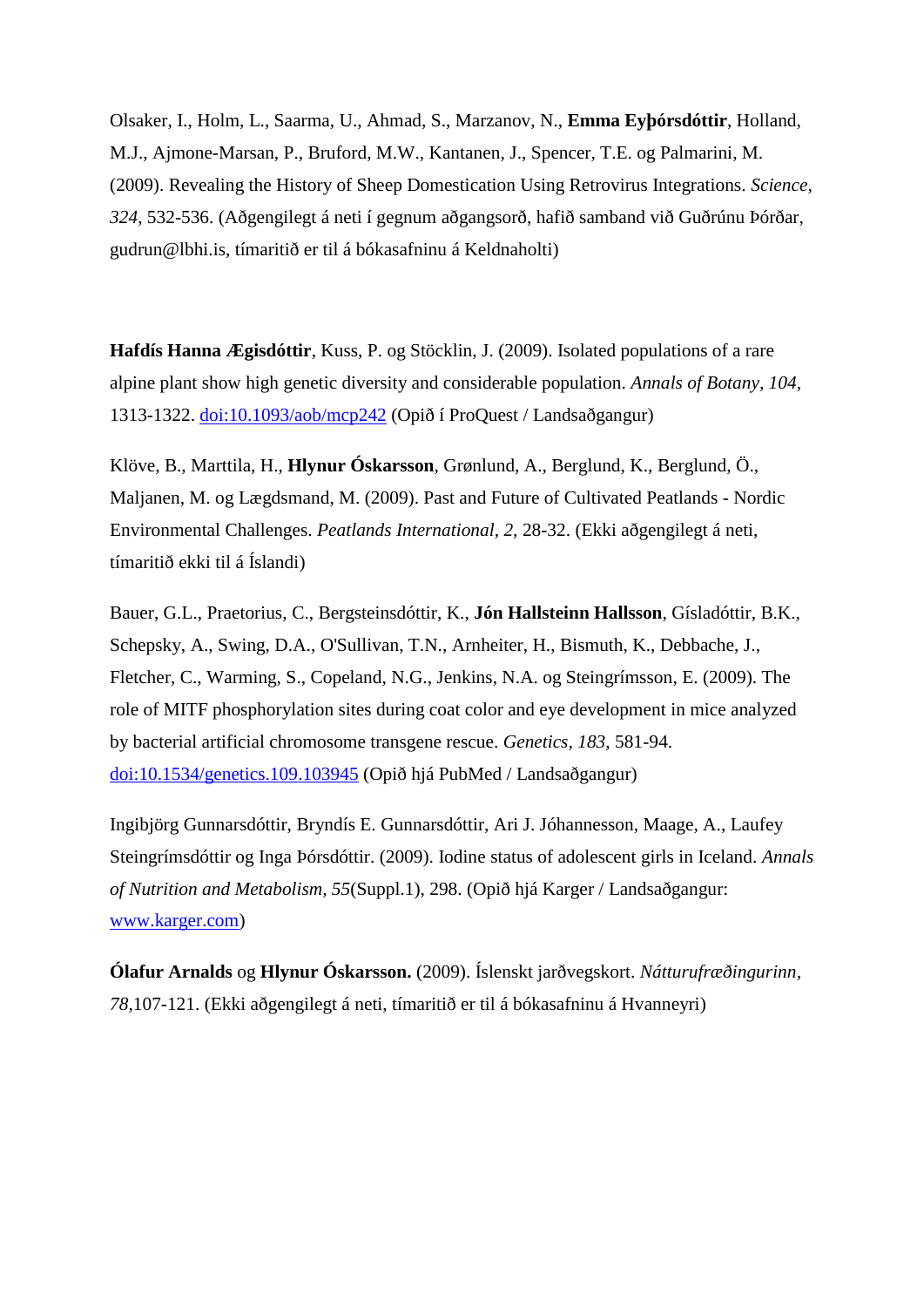Olsaker, I., Holm, L., Saarma, U., Ahmad, S., Marzanov, N., **Emma Eyþórsdóttir**, Holland, M.J., Ajmone-Marsan, P., Bruford, M.W., Kantanen, J., Spencer, T.E. og Palmarini, M. (2009). Revealing the History of Sheep Domestication Using Retrovirus Integrations. *Science, 324*, 532-536. (Aðgengilegt á neti í gegnum aðgangsorð, hafið samband við Guðrúnu Þórðar, gudrun@lbhi.is, tímaritið er til á bókasafninu á Keldnaholti)

**Hafdís Hanna Ægisdóttir**, Kuss, P. og Stöcklin, J. (2009). Isolated populations of a rare alpine plant show high genetic diversity and considerable population. *Annals of Botany, 104*, 1313-1322. [doi:10.1093/aob/mcp242](doi:10.1093/aob/mcp242) (Opið í ProQuest / Landsaðgangur)

Klöve, B., Marttila, H., **Hlynur Óskarsson**, Grønlund, A., Berglund, K., Berglund, Ö., Maljanen, M. og Lægdsmand, M. (2009). Past and Future of Cultivated Peatlands - Nordic Environmental Challenges. *Peatlands International, 2*, 28-32. (Ekki aðgengilegt á neti, tímaritið ekki til á Íslandi)

Bauer, G.L., Praetorius, C., Bergsteinsdóttir, K., **Jón Hallsteinn Hallsson**, Gísladóttir, B.K., Schepsky, A., Swing, D.A., O'Sullivan, T.N., Arnheiter, H., Bismuth, K., Debbache, J., Fletcher, C., Warming, S., Copeland, N.G., Jenkins, N.A. og Steingrímsson, E. (2009). The role of MITF phosphorylation sites during coat color and eye development in mice analyzed by bacterial artificial chromosome transgene rescue. *Genetics, 183*, 581-94. [doi:10.1534/genetics.109.103945](doi:10.1534/genetics.109.103945) (Opið hjá PubMed / Landsaðgangur)

Ingibjörg Gunnarsdóttir, Bryndís E. Gunnarsdóttir, Ari J. Jóhannesson, Maage, A., Laufey Steingrímsdóttir og Inga Þórsdóttir. (2009). Iodine status of adolescent girls in Iceland. *Annals of Nutrition and Metabolism, 55*(Suppl.1), 298. (Opið hjá Karger / Landsaðgangur: [www.karger.com](www.karger.com))

**Ólafur Arnalds** og **Hlynur Óskarsson.** (2009). Íslenskt jarðvegskort. *Náttúrufræðingurinn, 78*,107-121. (Ekki aðgengilegt á neti, tímaritið er til á bókasafninu á Hvanneyri)